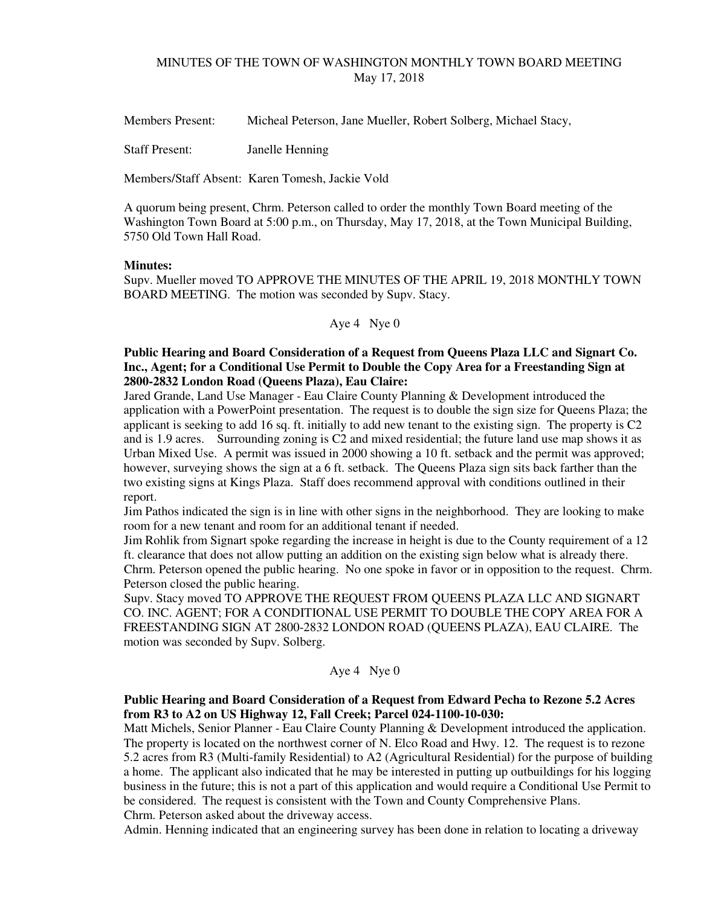# MINUTES OF THE TOWN OF WASHINGTON MONTHLY TOWN BOARD MEETING
May 17, 2018

Members Present: Micheal Peterson, Jane Mueller, Robert Solberg, Michael Stacy,

Staff Present: Janelle Henning

Members/Staff Absent: Karen Tomesh, Jackie Vold

A quorum being present, Chrm. Peterson called to order the monthly Town Board meeting of the Washington Town Board at 5:00 p.m., on Thursday, May 17, 2018, at the Town Municipal Building, 5750 Old Town Hall Road.

**Minutes:**

Supv. Mueller moved TO APPROVE THE MINUTES OF THE APRIL 19, 2018 MONTHLY TOWN BOARD MEETING. The motion was seconded by Supv. Stacy.

Aye 4 Nye 0

**Public Hearing and Board Consideration of a Request from Queens Plaza LLC and Signart Co. Inc., Agent; for a Conditional Use Permit to Double the Copy Area for a Freestanding Sign at 2800-2832 London Road (Queens Plaza), Eau Claire:**

Jared Grande, Land Use Manager - Eau Claire County Planning & Development introduced the application with a PowerPoint presentation. The request is to double the sign size for Queens Plaza; the applicant is seeking to add 16 sq. ft. initially to add new tenant to the existing sign. The property is C2 and is 1.9 acres. Surrounding zoning is C2 and mixed residential; the future land use map shows it as Urban Mixed Use. A permit was issued in 2000 showing a 10 ft. setback and the permit was approved; however, surveying shows the sign at a 6 ft. setback. The Queens Plaza sign sits back farther than the two existing signs at Kings Plaza. Staff does recommend approval with conditions outlined in their report.

Jim Pathos indicated the sign is in line with other signs in the neighborhood. They are looking to make room for a new tenant and room for an additional tenant if needed.

Jim Rohlik from Signart spoke regarding the increase in height is due to the County requirement of a 12 ft. clearance that does not allow putting an addition on the existing sign below what is already there.

Chrm. Peterson opened the public hearing. No one spoke in favor or in opposition to the request. Chrm. Peterson closed the public hearing.

Supv. Stacy moved TO APPROVE THE REQUEST FROM QUEENS PLAZA LLC AND SIGNART CO. INC. AGENT; FOR A CONDITIONAL USE PERMIT TO DOUBLE THE COPY AREA FOR A FREESTANDING SIGN AT 2800-2832 LONDON ROAD (QUEENS PLAZA), EAU CLAIRE. The motion was seconded by Supv. Solberg.

Aye 4 Nye 0

**Public Hearing and Board Consideration of a Request from Edward Pecha to Rezone 5.2 Acres from R3 to A2 on US Highway 12, Fall Creek; Parcel 024-1100-10-030:**

Matt Michels, Senior Planner - Eau Claire County Planning & Development introduced the application. The property is located on the northwest corner of N. Elco Road and Hwy. 12. The request is to rezone 5.2 acres from R3 (Multi-family Residential) to A2 (Agricultural Residential) for the purpose of building a home. The applicant also indicated that he may be interested in putting up outbuildings for his logging business in the future; this is not a part of this application and would require a Conditional Use Permit to be considered. The request is consistent with the Town and County Comprehensive Plans.

Chrm. Peterson asked about the driveway access.

Admin. Henning indicated that an engineering survey has been done in relation to locating a driveway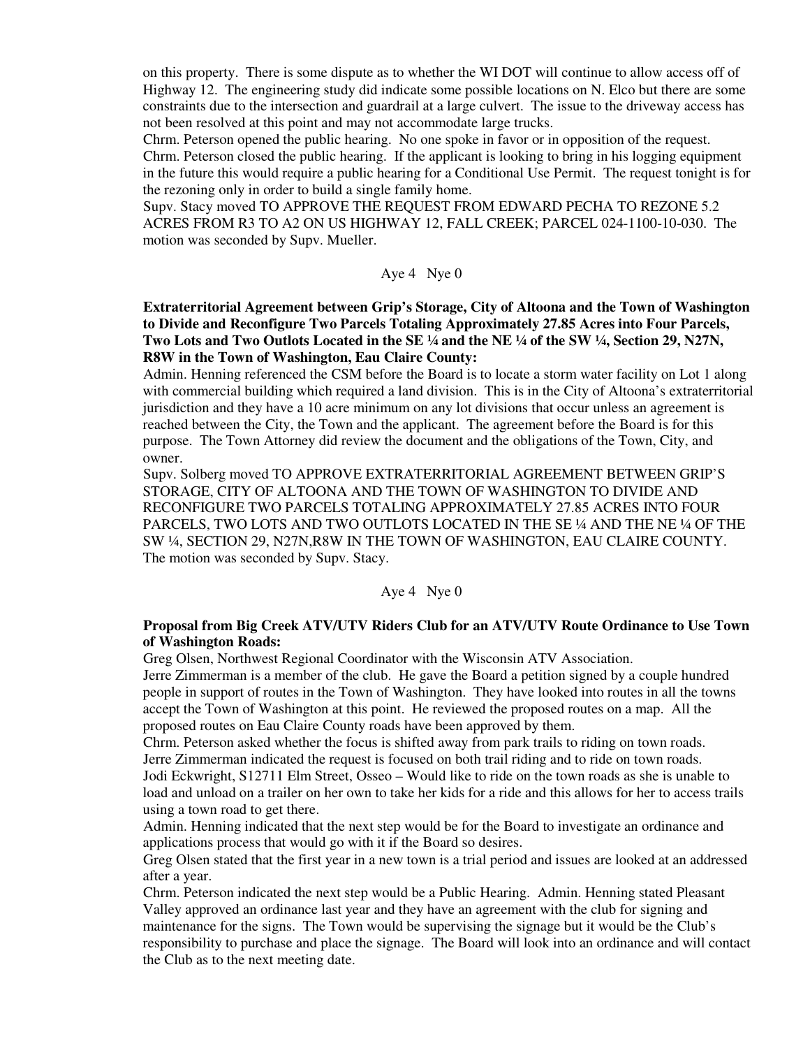on this property. There is some dispute as to whether the WI DOT will continue to allow access off of Highway 12. The engineering study did indicate some possible locations on N. Elco but there are some constraints due to the intersection and guardrail at a large culvert. The issue to the driveway access has not been resolved at this point and may not accommodate large trucks.

Chrm. Peterson opened the public hearing. No one spoke in favor or in opposition of the request. Chrm. Peterson closed the public hearing. If the applicant is looking to bring in his logging equipment in the future this would require a public hearing for a Conditional Use Permit. The request tonight is for the rezoning only in order to build a single family home.

Supv. Stacy moved TO APPROVE THE REQUEST FROM EDWARD PECHA TO REZONE 5.2 ACRES FROM R3 TO A2 ON US HIGHWAY 12, FALL CREEK; PARCEL 024-1100-10-030. The motion was seconded by Supv. Mueller.

Aye 4 Nye 0

**Extraterritorial Agreement between Grip's Storage, City of Altoona and the Town of Washington to Divide and Reconfigure Two Parcels Totaling Approximately 27.85 Acres into Four Parcels, Two Lots and Two Outlots Located in the SE ¼ and the NE ¼ of the SW ¼, Section 29, N27N, R8W in the Town of Washington, Eau Claire County:**

Admin. Henning referenced the CSM before the Board is to locate a storm water facility on Lot 1 along with commercial building which required a land division. This is in the City of Altoona's extraterritorial jurisdiction and they have a 10 acre minimum on any lot divisions that occur unless an agreement is reached between the City, the Town and the applicant. The agreement before the Board is for this purpose. The Town Attorney did review the document and the obligations of the Town, City, and owner.

Supv. Solberg moved TO APPROVE EXTRATERRITORIAL AGREEMENT BETWEEN GRIP'S STORAGE, CITY OF ALTOONA AND THE TOWN OF WASHINGTON TO DIVIDE AND RECONFIGURE TWO PARCELS TOTALING APPROXIMATELY 27.85 ACRES INTO FOUR PARCELS, TWO LOTS AND TWO OUTLOTS LOCATED IN THE SE ¼ AND THE NE ¼ OF THE SW ¼, SECTION 29, N27N,R8W IN THE TOWN OF WASHINGTON, EAU CLAIRE COUNTY. The motion was seconded by Supv. Stacy.

Aye 4 Nye 0

**Proposal from Big Creek ATV/UTV Riders Club for an ATV/UTV Route Ordinance to Use Town of Washington Roads:**

Greg Olsen, Northwest Regional Coordinator with the Wisconsin ATV Association.

Jerre Zimmerman is a member of the club. He gave the Board a petition signed by a couple hundred people in support of routes in the Town of Washington. They have looked into routes in all the towns accept the Town of Washington at this point. He reviewed the proposed routes on a map. All the proposed routes on Eau Claire County roads have been approved by them.

Chrm. Peterson asked whether the focus is shifted away from park trails to riding on town roads.

Jerre Zimmerman indicated the request is focused on both trail riding and to ride on town roads.

Jodi Eckwright, S12711 Elm Street, Osseo – Would like to ride on the town roads as she is unable to load and unload on a trailer on her own to take her kids for a ride and this allows for her to access trails using a town road to get there.

Admin. Henning indicated that the next step would be for the Board to investigate an ordinance and applications process that would go with it if the Board so desires.

Greg Olsen stated that the first year in a new town is a trial period and issues are looked at an addressed after a year.

Chrm. Peterson indicated the next step would be a Public Hearing. Admin. Henning stated Pleasant Valley approved an ordinance last year and they have an agreement with the club for signing and maintenance for the signs. The Town would be supervising the signage but it would be the Club's responsibility to purchase and place the signage. The Board will look into an ordinance and will contact the Club as to the next meeting date.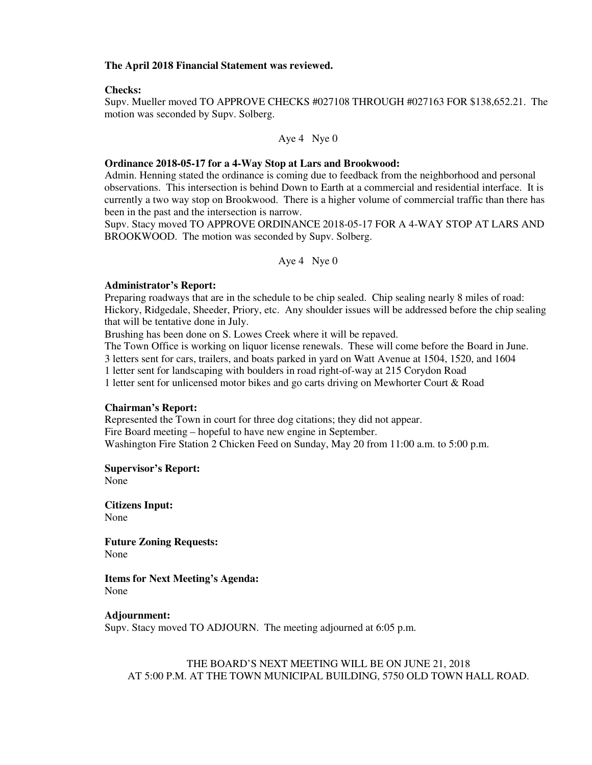**The April 2018 Financial Statement was reviewed.**

**Checks:**
Supv. Mueller moved TO APPROVE CHECKS #027108 THROUGH #027163 FOR $138,652.21. The motion was seconded by Supv. Solberg.

Aye 4 Nye 0

**Ordinance 2018-05-17 for a 4-Way Stop at Lars and Brookwood:**
Admin. Henning stated the ordinance is coming due to feedback from the neighborhood and personal observations. This intersection is behind Down to Earth at a commercial and residential interface. It is currently a two way stop on Brookwood. There is a higher volume of commercial traffic than there has been in the past and the intersection is narrow.
Supv. Stacy moved TO APPROVE ORDINANCE 2018-05-17 FOR A 4-WAY STOP AT LARS AND BROOKWOOD. The motion was seconded by Supv. Solberg.

Aye 4 Nye 0

**Administrator's Report:**
Preparing roadways that are in the schedule to be chip sealed. Chip sealing nearly 8 miles of road: Hickory, Ridgedale, Sheeder, Priory, etc. Any shoulder issues will be addressed before the chip sealing that will be tentative done in July.
Brushing has been done on S. Lowes Creek where it will be repaved.
The Town Office is working on liquor license renewals. These will come before the Board in June.
3 letters sent for cars, trailers, and boats parked in yard on Watt Avenue at 1504, 1520, and 1604
1 letter sent for landscaping with boulders in road right-of-way at 215 Corydon Road
1 letter sent for unlicensed motor bikes and go carts driving on Mewhorter Court & Road

**Chairman's Report:**
Represented the Town in court for three dog citations; they did not appear.
Fire Board meeting – hopeful to have new engine in September.
Washington Fire Station 2 Chicken Feed on Sunday, May 20 from 11:00 a.m. to 5:00 p.m.

**Supervisor's Report:**
None

**Citizens Input:**
None

**Future Zoning Requests:**
None

**Items for Next Meeting's Agenda:**
None

**Adjournment:**
Supv. Stacy moved TO ADJOURN. The meeting adjourned at 6:05 p.m.

THE BOARD'S NEXT MEETING WILL BE ON JUNE 21, 2018
AT 5:00 P.M. AT THE TOWN MUNICIPAL BUILDING, 5750 OLD TOWN HALL ROAD.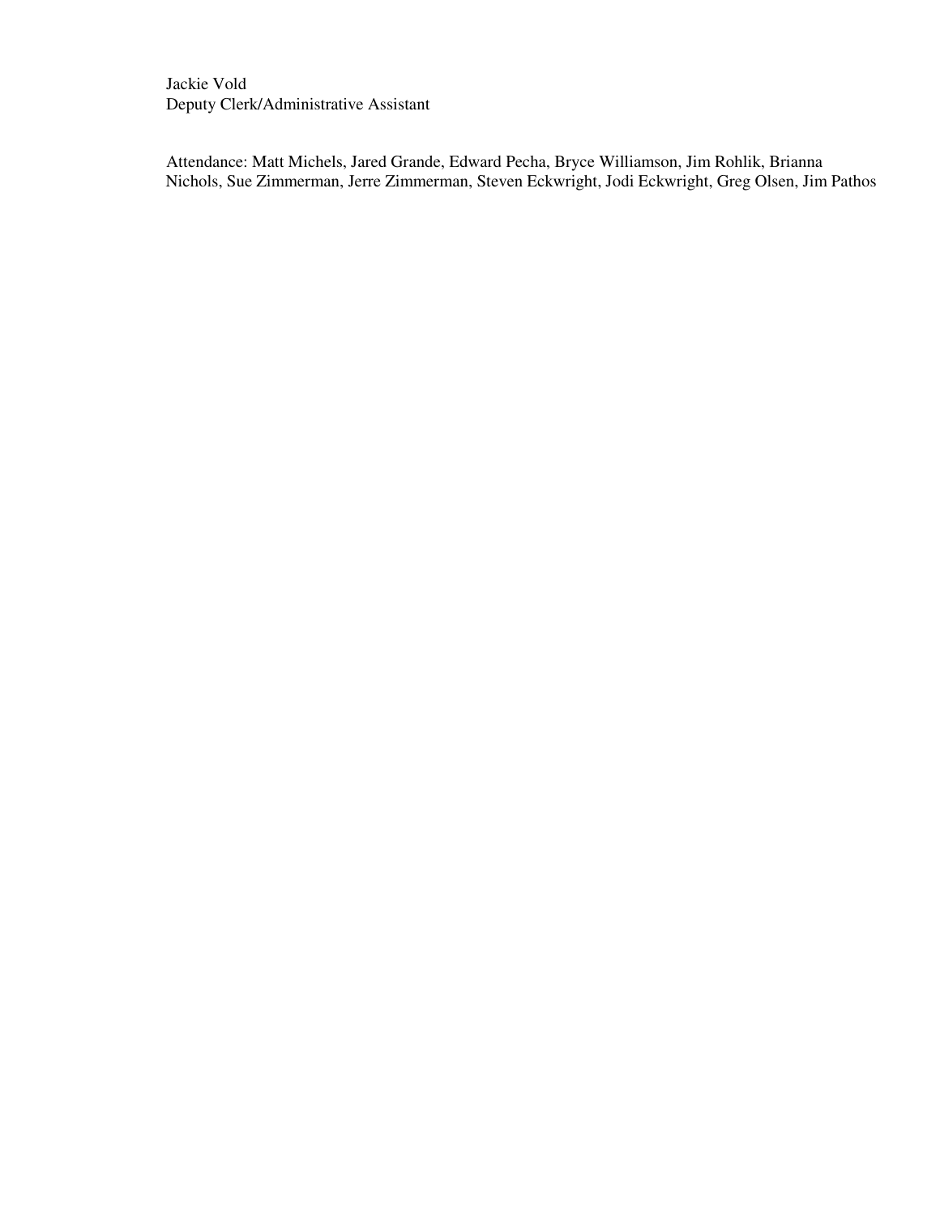Jackie Vold
Deputy Clerk/Administrative Assistant

Attendance: Matt Michels, Jared Grande, Edward Pecha, Bryce Williamson, Jim Rohlik, Brianna Nichols, Sue Zimmerman, Jerre Zimmerman, Steven Eckwright, Jodi Eckwright, Greg Olsen, Jim Pathos